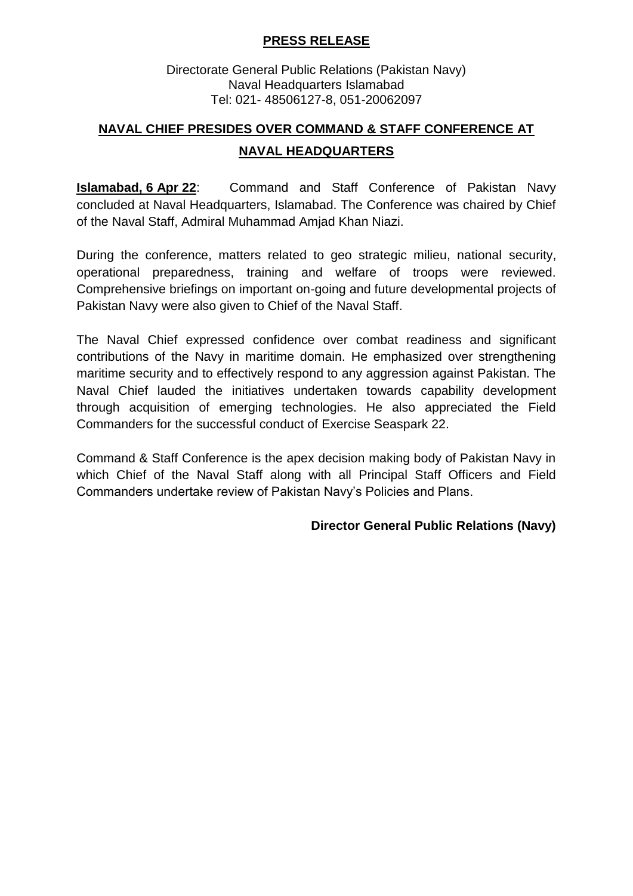**PRESS RELEASE**

Directorate General Public Relations (Pakistan Navy)
Naval Headquarters Islamabad
Tel: 021- 48506127-8, 051-20062097

# NAVAL CHIEF PRESIDES OVER COMMAND & STAFF CONFERENCE AT NAVAL HEADQUARTERS

**Islamabad, 6 Apr 22**: Command and Staff Conference of Pakistan Navy concluded at Naval Headquarters, Islamabad. The Conference was chaired by Chief of the Naval Staff, Admiral Muhammad Amjad Khan Niazi.

During the conference, matters related to geo strategic milieu, national security, operational preparedness, training and welfare of troops were reviewed. Comprehensive briefings on important on-going and future developmental projects of Pakistan Navy were also given to Chief of the Naval Staff.

The Naval Chief expressed confidence over combat readiness and significant contributions of the Navy in maritime domain. He emphasized over strengthening maritime security and to effectively respond to any aggression against Pakistan. The Naval Chief lauded the initiatives undertaken towards capability development through acquisition of emerging technologies. He also appreciated the Field Commanders for the successful conduct of Exercise Seaspark 22.

Command & Staff Conference is the apex decision making body of Pakistan Navy in which Chief of the Naval Staff along with all Principal Staff Officers and Field Commanders undertake review of Pakistan Navy's Policies and Plans.

**Director General Public Relations (Navy)**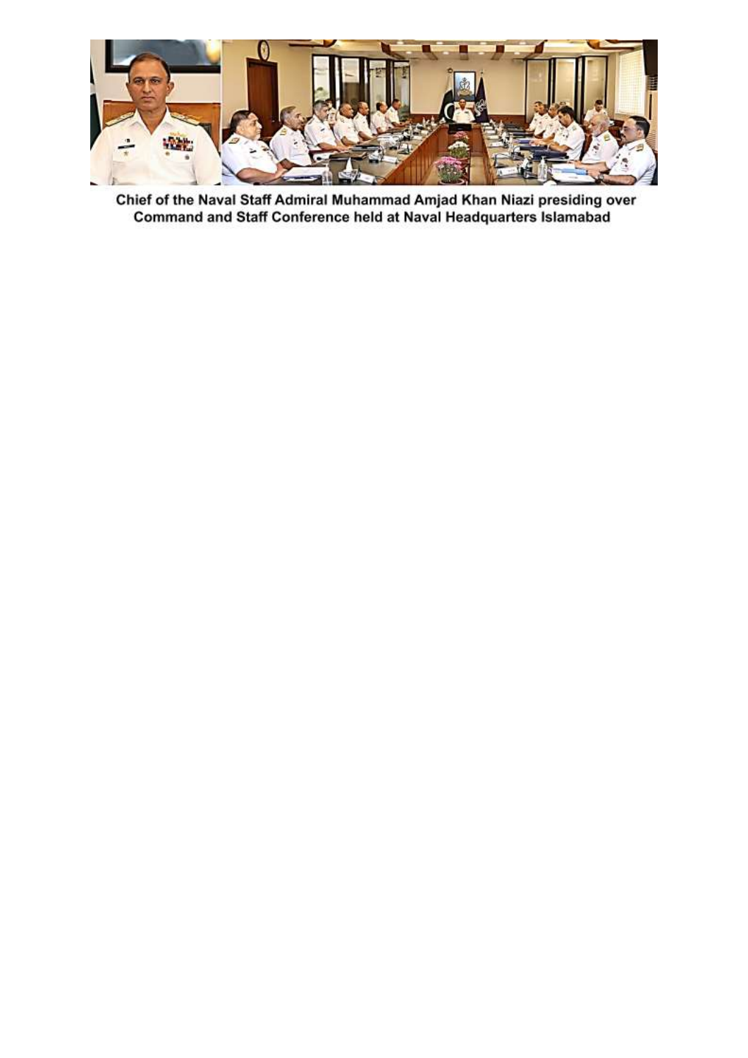**Chief of the Naval Staff Admiral Muhammad Amjad Khan Niazi presiding over Command and Staff Conference held at Naval Headquarters Islamabad**